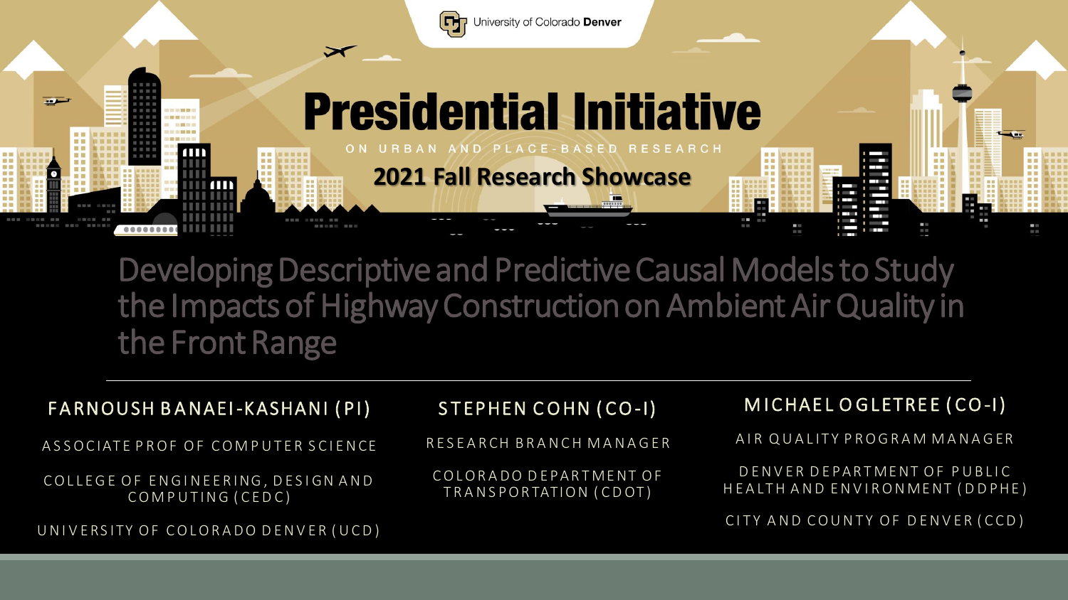University of Colorado Denver

# Presidential Initiative

ON URBAN AND PLACE-BASED RESEARCH

## 2021 Fall Research Showcase

# Developing Descriptive and Predictive Causal Models to Study the Impacts of Highway Construction on Ambient Air Quality in the Front Range

---

### FARNOUSH BANAEI-KASHANI (PI)

ASSOCIATE PROF OF COMPUTER SCIENCE

COLLEGE OF ENGINEERING, DESIGN AND COMPUTING (CEDC)

UNIVERSITY OF COLORADO DENVER (UCD)

### STEPHEN COHN (CO-I)

RESEARCH BRANCH MANAGER

COLORADO DEPARTMENT OF TRANSPORTATION (CDOT)

### MICHAEL OGLETREE (CO-I)

AIR QUALITY PROGRAM MANAGER

DENVER DEPARTMENT OF PUBLIC HEALTH AND ENVIRONMENT (DDPHE)

CITY AND COUNTY OF DENVER (CCD)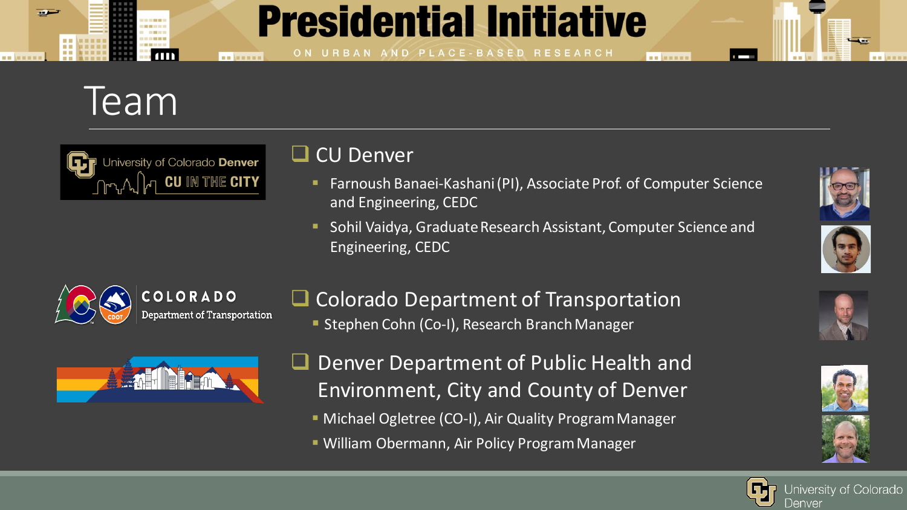# Team

## CU Denver

- Farnoush Banaei-Kashani (PI), Associate Prof. of Computer Science and Engineering, CEDC
- Sohil Vaidya, Graduate Research Assistant, Computer Science and Engineering, CEDC

## Colorado Department of Transportation

- Stephen Cohn (Co-I), Research Branch Manager

## Denver Department of Public Health and Environment, City and County of Denver

- Michael Ogletree (CO-I), Air Quality Program Manager
- William Obermann, Air Policy Program Manager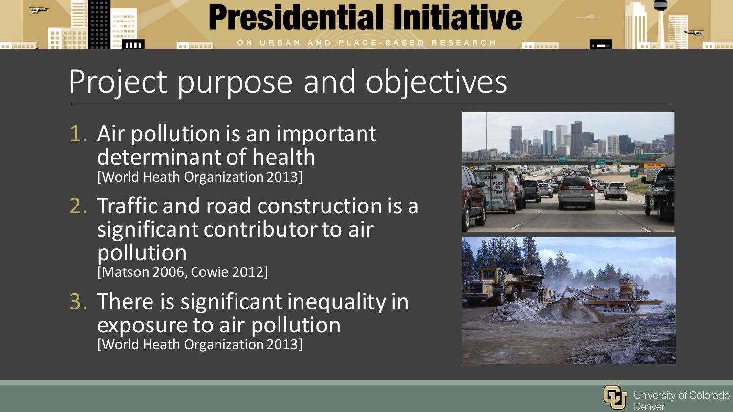# Project purpose and objectives

1. Air pollution is an important determinant of health
   [World Heath Organization 2013]
2. Traffic and road construction is a significant contributor to air pollution
   [Matson 2006, Cowie 2012]
3. There is significant inequality in exposure to air pollution
   [World Heath Organization 2013]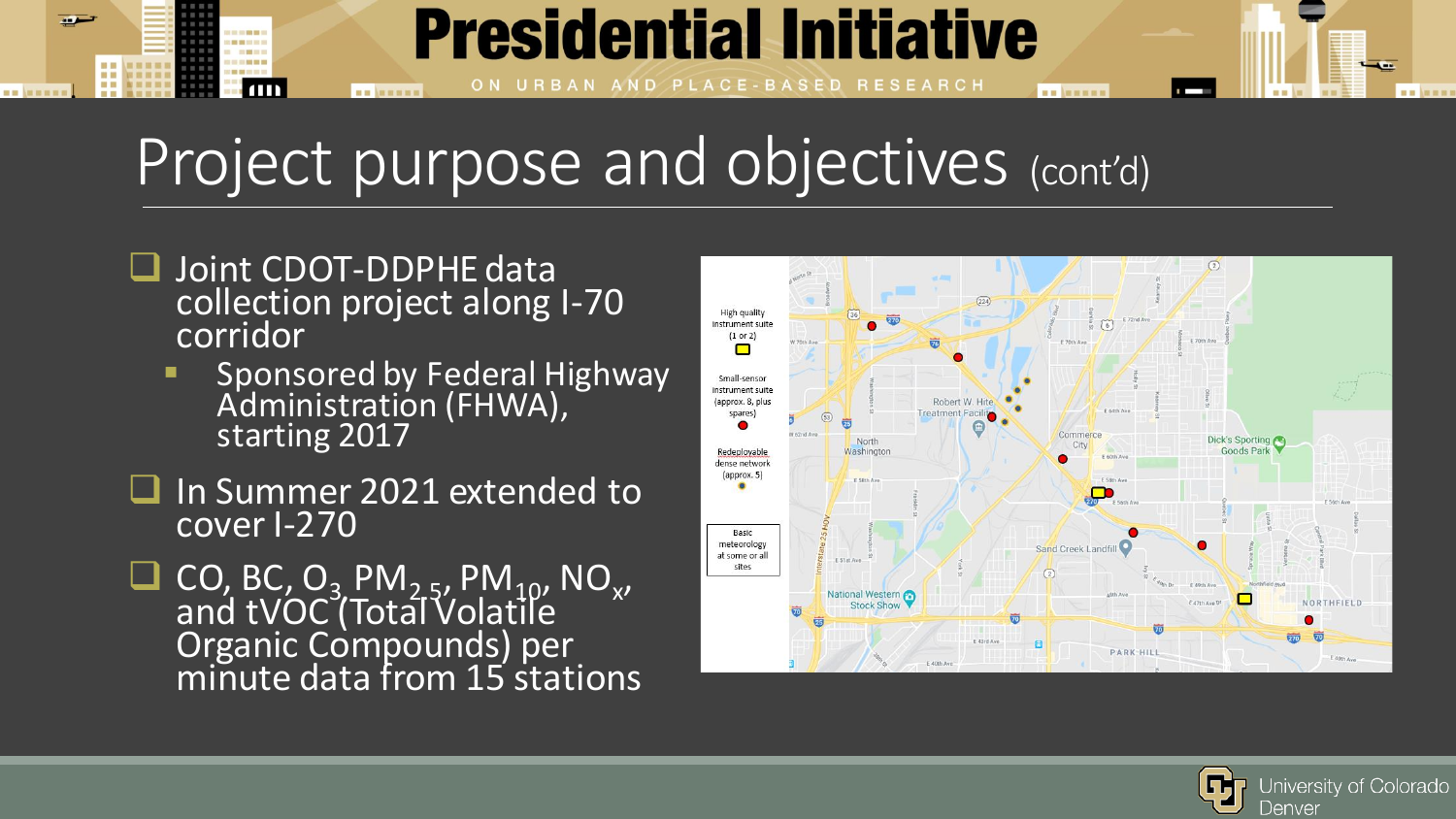# Project purpose and objectives (cont'd)

- Joint CDOT-DDPHE data collection project along I-70 corridor
  - Sponsored by Federal Highway Administration (FHWA), starting 2017
- In Summer 2021 extended to cover I-270
- CO, BC, $O_3$, $PM_{2.5}$, $PM_{10}$, $NO_x$, and tVOC (Total Volatile Organic Compounds) per minute data from 15 stations

High quality instrument suite (1 or 2)

Small-sensor instrument suite (approx. 8, plus spares)

Redeployable dense network (approx. 5)

Basic meteorology at some or all sites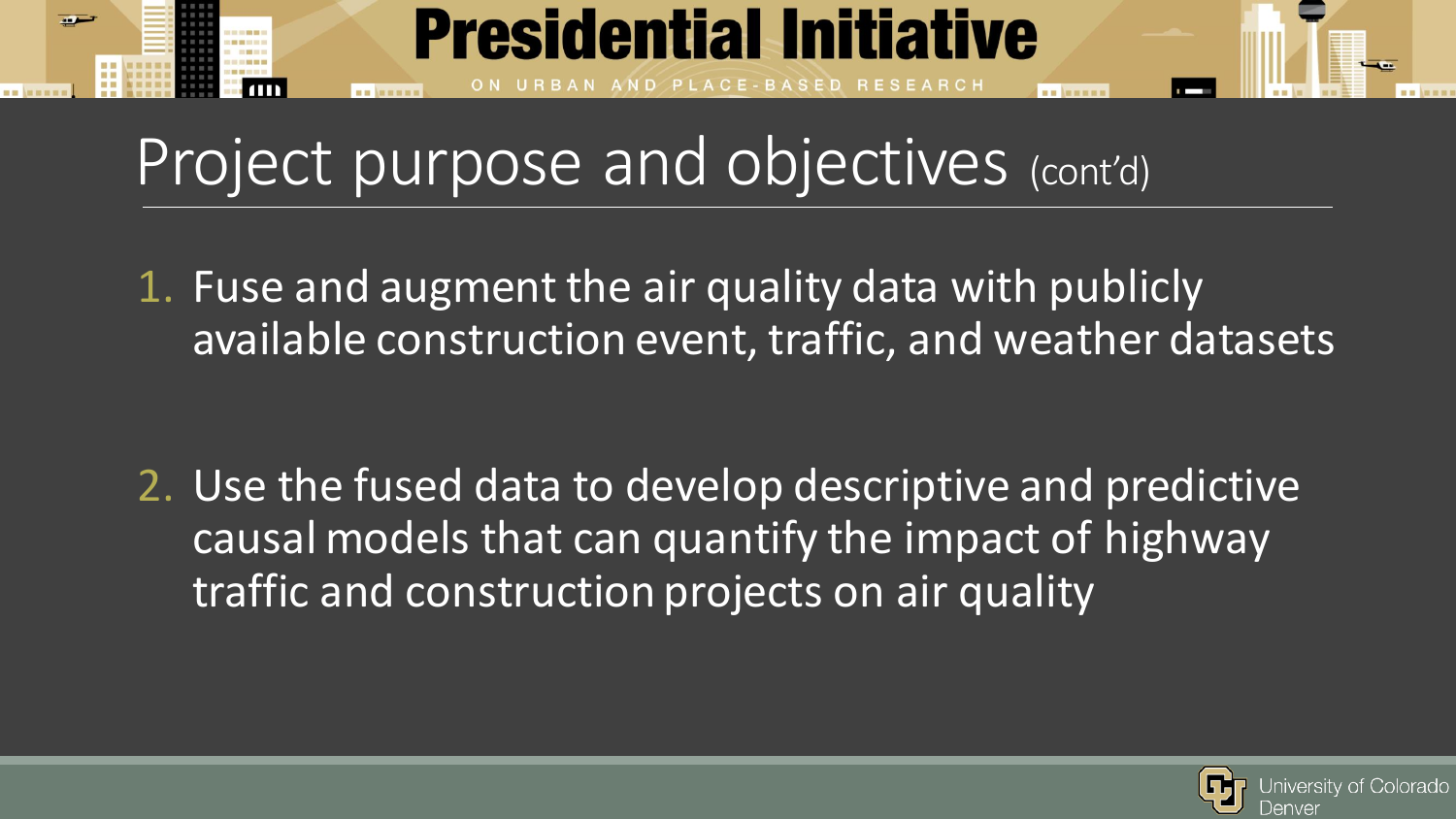# Project purpose and objectives (cont'd)

1. Fuse and augment the air quality data with publicly available construction event, traffic, and weather datasets

2. Use the fused data to develop descriptive and predictive causal models that can quantify the impact of highway traffic and construction projects on air quality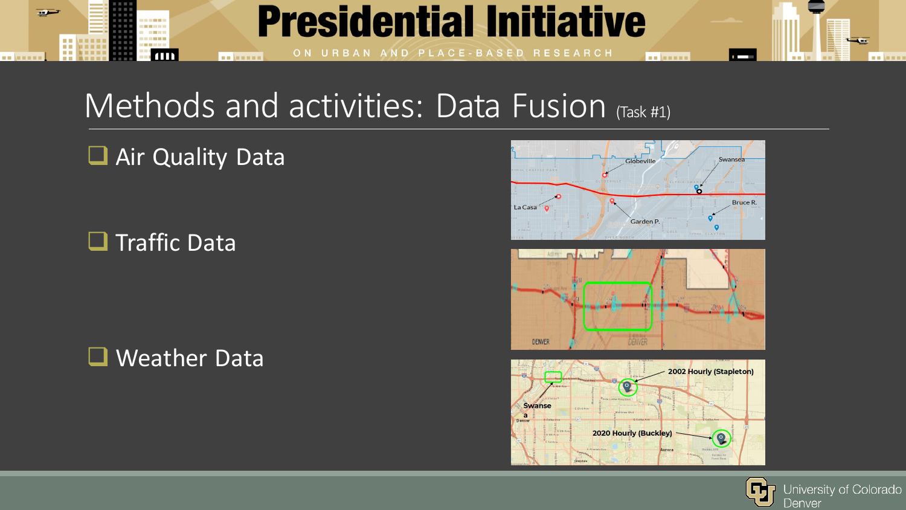# Methods and activities: Data Fusion (Task #1)

- Air Quality Data
- Traffic Data
- Weather Data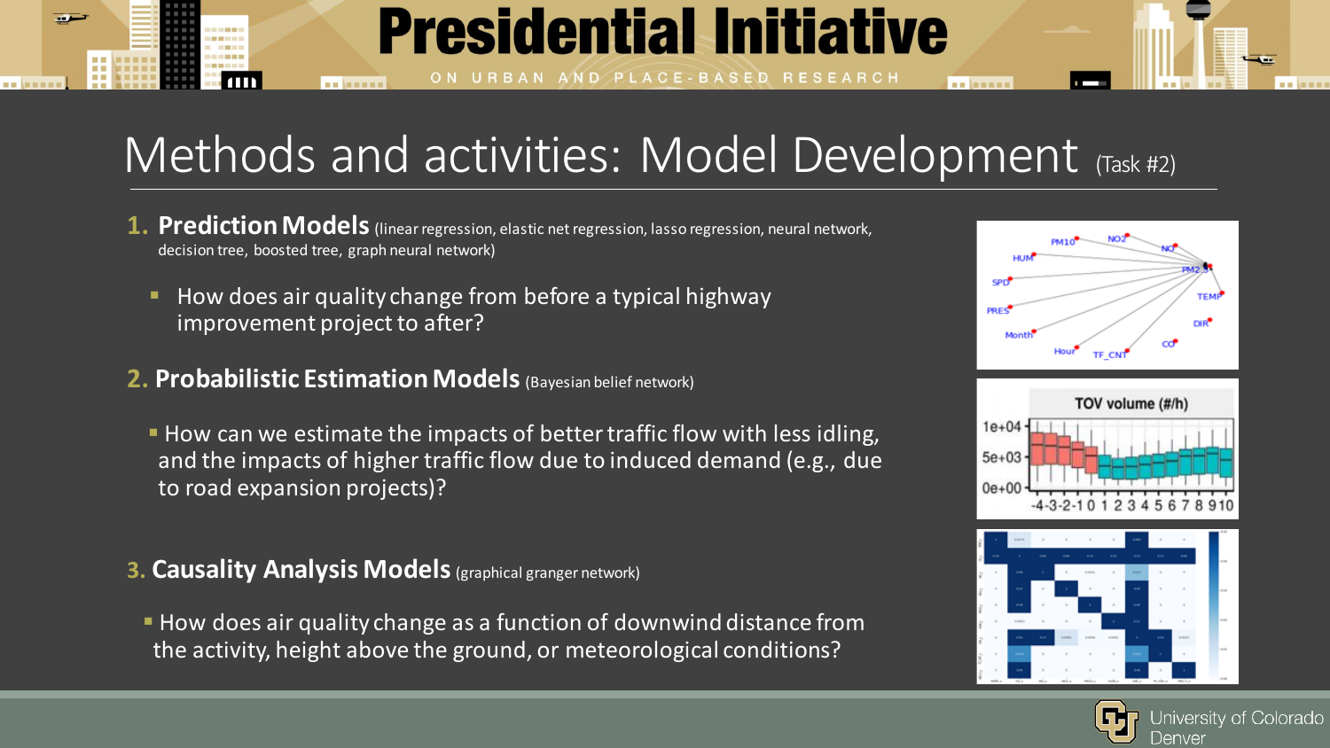# Methods and activities: Model Development (Task #2)

1. **Prediction Models** (linear regression, elastic net regression, lasso regression, neural network, decision tree, boosted tree, graph neural network)
   - How does air quality change from before a typical highway improvement project to after?

2. **Probabilistic Estimation Models** (Bayesian belief network)
   - How can we estimate the impacts of better traffic flow with less idling, and the impacts of higher traffic flow due to induced demand (e.g., due to road expansion projects)?

3. **Causality Analysis Models** (graphical granger network)
   - How does air quality change as a function of downwind distance from the activity, height above the ground, or meteorological conditions?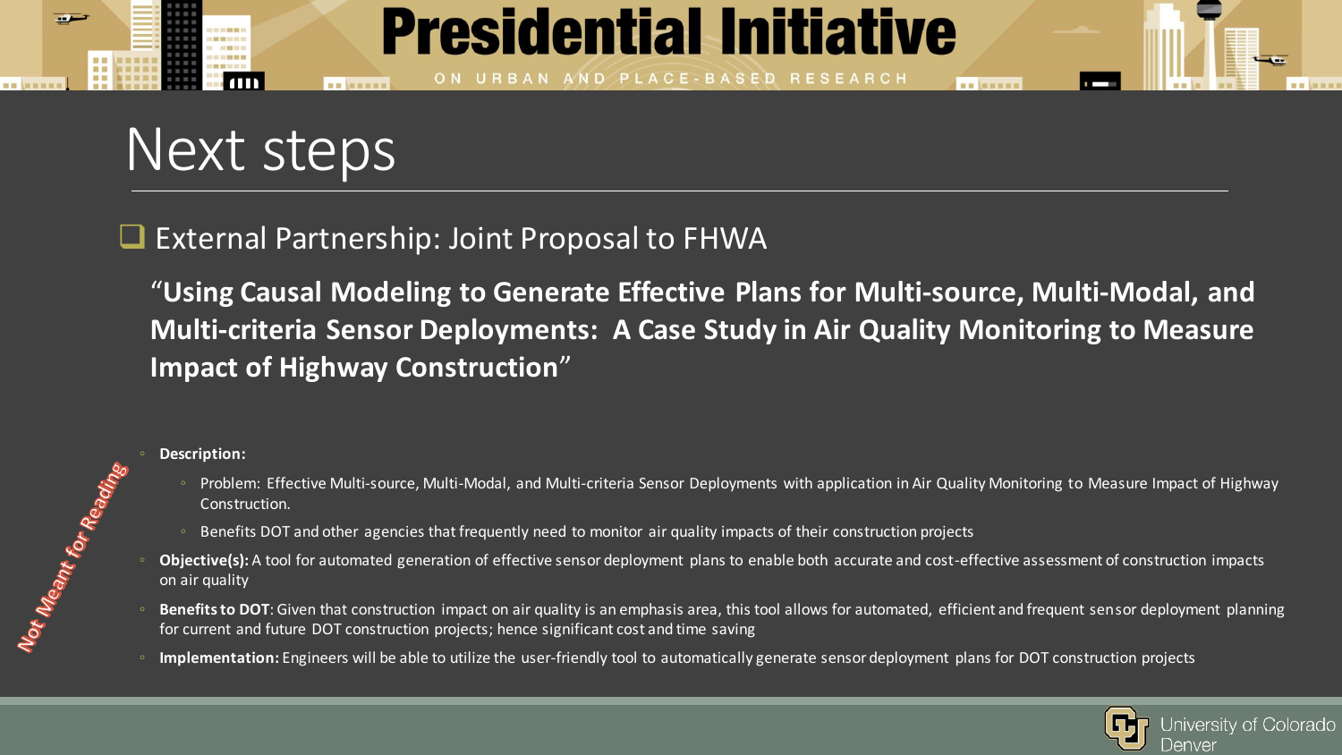# Next steps

- External Partnership: Joint Proposal to FHWA

"**Using Causal Modeling to Generate Effective Plans for Multi-source, Multi-Modal, and Multi-criteria Sensor Deployments: A Case Study in Air Quality Monitoring to Measure Impact of Highway Construction**"

Not Meant for Reading

- **Description:**
  - Problem: Effective Multi-source, Multi-Modal, and Multi-criteria Sensor Deployments with application in Air Quality Monitoring to Measure Impact of Highway Construction.
  - Benefits DOT and other agencies that frequently need to monitor air quality impacts of their construction projects
- **Objective(s):** A tool for automated generation of effective sensor deployment plans to enable both accurate and cost-effective assessment of construction impacts on air quality
- **Benefits to DOT**: Given that construction impact on air quality is an emphasis area, this tool allows for automated, efficient and frequent sensor deployment planning for current and future DOT construction projects; hence significant cost and time saving
- **Implementation:** Engineers will be able to utilize the user-friendly tool to automatically generate sensor deployment plans for DOT construction projects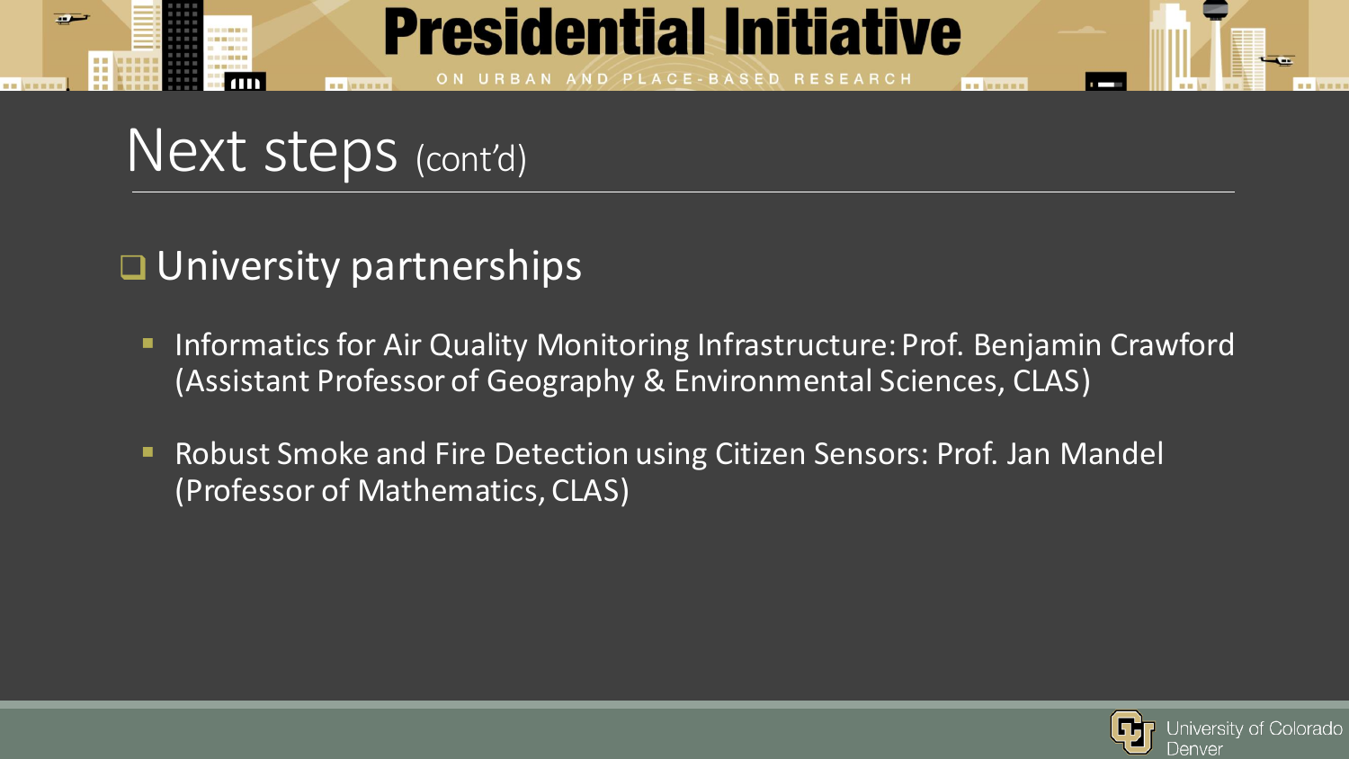# Next steps (cont'd)

## University partnerships

- Informatics for Air Quality Monitoring Infrastructure: Prof. Benjamin Crawford (Assistant Professor of Geography & Environmental Sciences, CLAS)
- Robust Smoke and Fire Detection using Citizen Sensors: Prof. Jan Mandel (Professor of Mathematics, CLAS)